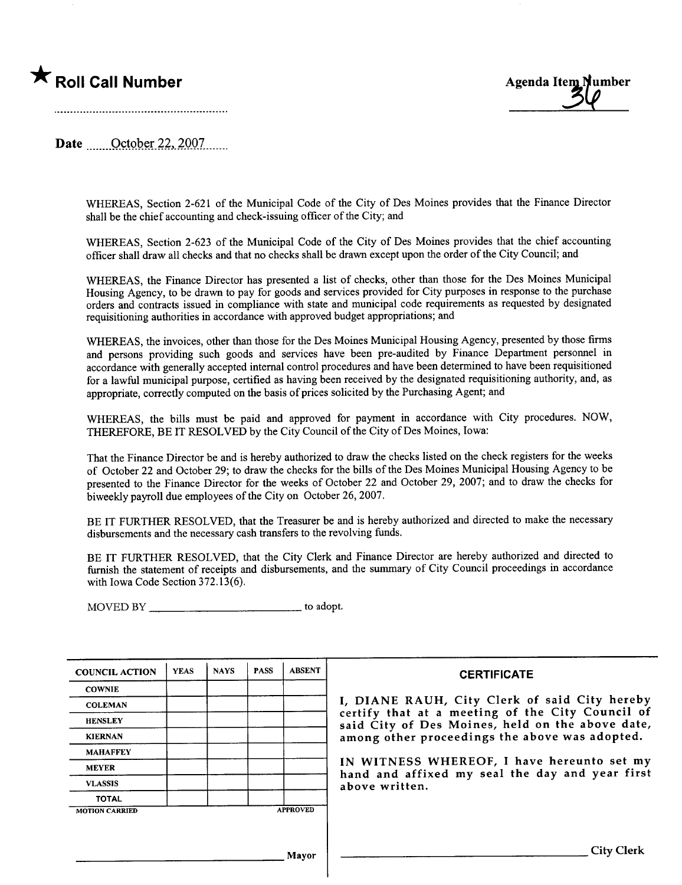★ **Roll Call Number**

..........................................................

**Agenda Item Number**

36

**Date** ......October 22, 2007.......

WHEREAS, Section 2-621 of the Municipal Code of the City of Des Moines provides that the Finance Director shall be the chief accounting and check-issuing officer of the City; and

WHEREAS, Section 2-623 of the Municipal Code of the City of Des Moines provides that the chief accounting officer shall draw all checks and that no checks shall be drawn except upon the order of the City Council; and

WHEREAS, the Finance Director has presented a list of checks, other than those for the Des Moines Municipal Housing Agency, to be drawn to pay for goods and services provided for City purposes in response to the purchase orders and contracts issued in compliance with state and municipal code requirements as requested by designated requisitioning authorities in accordance with approved budget appropriations; and

WHEREAS, the invoices, other than those for the Des Moines Municipal Housing Agency, presented by those firms and persons providing such goods and services have been pre-audited by Finance Department personnel in accordance with generally accepted internal control procedures and have been determined to have been requisitioned for a lawful municipal purpose, certified as having been received by the designated requisitioning authority, and, as appropriate, correctly computed on the basis of prices solicited by the Purchasing Agent; and

WHEREAS, the bills must be paid and approved for payment in accordance with City procedures. NOW, THEREFORE, BE IT RESOLVED by the City Council of the City of Des Moines, Iowa:

That the Finance Director be and is hereby authorized to draw the checks listed on the check registers for the weeks of October 22 and October 29; to draw the checks for the bills of the Des Moines Municipal Housing Agency to be presented to the Finance Director for the weeks of October 22 and October 29, 2007; and to draw the checks for biweekly payroll due employees of the City on October 26, 2007.

BE IT FURTHER RESOLVED, that the Treasurer be and is hereby authorized and directed to make the necessary disbursements and the necessary cash transfers to the revolving funds.

BE IT FURTHER RESOLVED, that the City Clerk and Finance Director are hereby authorized and directed to furnish the statement of receipts and disbursements, and the summary of City Council proceedings in accordance with Iowa Code Section 372.13(6).

MOVED BY ____________________________ to adopt.

| COUNCIL ACTION | YEAS | NAYS | PASS | ABSENT |
|---|---|---|---|---|
| COWNIE | | | | |
| COLEMAN | | | | |
| HENSLEY | | | | |
| KIERNAN | | | | |
| MAHAFFEY | | | | |
| MEYER | | | | |
| VLASSIS | | | | |
| TOTAL | | | | |
| MOTION CARRIED | | | | APPROVED |

____________________________ Mayor

**CERTIFICATE**

I, DIANE RAUH, City Clerk of said City hereby certify that at a meeting of the City Council of said City of Des Moines, held on the above date, among other proceedings the above was adopted.

IN WITNESS WHEREOF, I have hereunto set my hand and affixed my seal the day and year first above written.

____________________________ City Clerk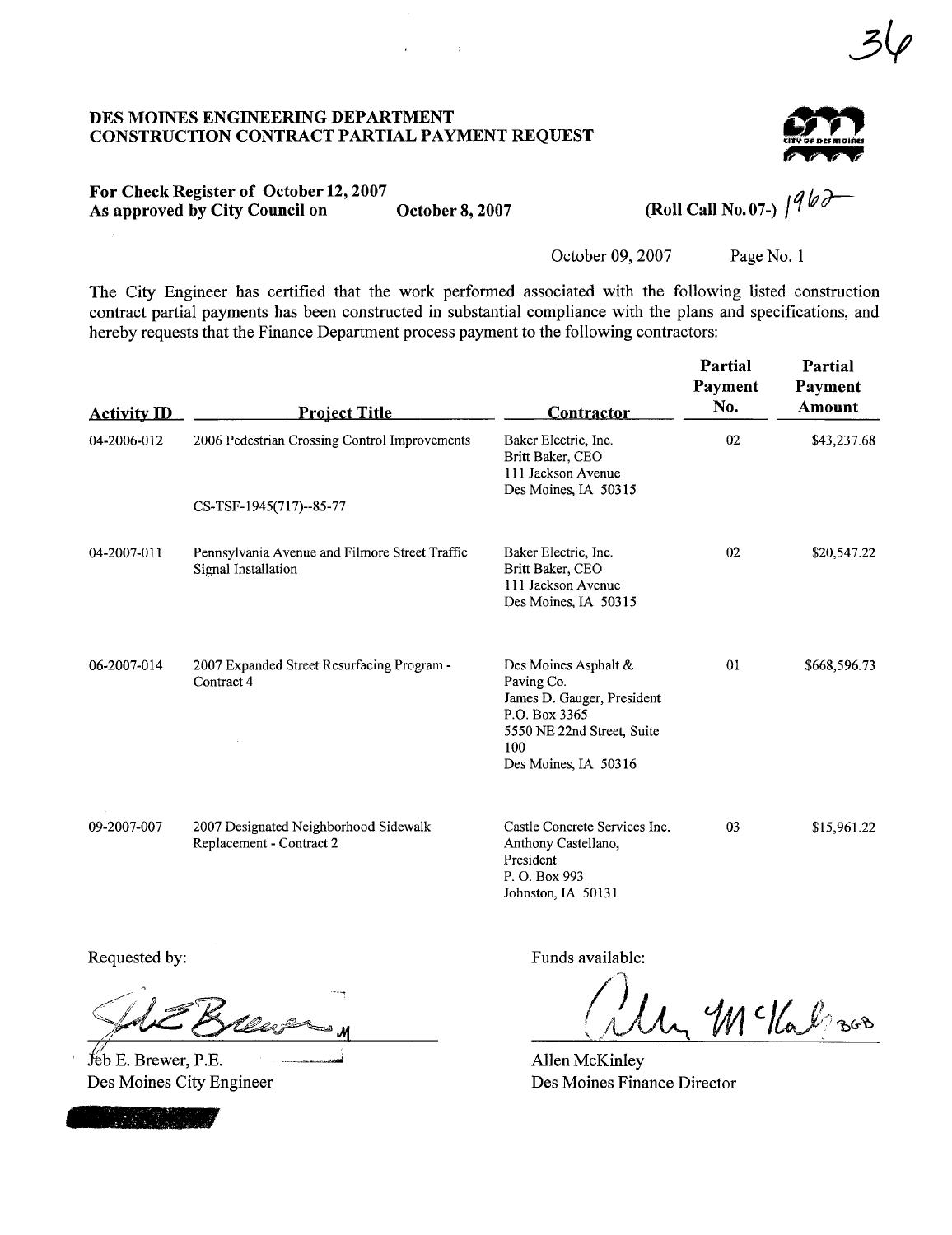# DES MOINES ENGINEERING DEPARTMENT
## CONSTRUCTION CONTRACT PARTIAL PAYMENT REQUEST

**For Check Register of October 12, 2007**
**As approved by City Council on October 8, 2007** **(Roll Call No. 07-) 1962**

October 09, 2007

The City Engineer has certified that the work performed associated with the following listed construction contract partial payments has been constructed in substantial compliance with the plans and specifications, and hereby requests that the Finance Department process payment to the following contractors:

| Activity ID | Project Title | Contractor | Partial Payment No. | Partial Payment Amount |
|---|---|---|---|---|
| 04-2006-012 | 2006 Pedestrian Crossing Control Improvements<br>CS-TSF-1945(717)--85-77 | Baker Electric, Inc.<br>Britt Baker, CEO<br>111 Jackson Avenue<br>Des Moines, IA 50315 | 02 | $43,237.68 |
| 04-2007-011 | Pennsylvania Avenue and Filmore Street Traffic Signal Installation | Baker Electric, Inc.<br>Britt Baker, CEO<br>111 Jackson Avenue<br>Des Moines, IA 50315 | 02 | $20,547.22 |
| 06-2007-014 | 2007 Expanded Street Resurfacing Program - Contract 4 | Des Moines Asphalt & Paving Co.<br>James D. Gauger, President<br>P.O. Box 3365<br>5550 NE 22nd Street, Suite 100<br>Des Moines, IA 50316 | 01 | $668,596.73 |
| 09-2007-007 | 2007 Designated Neighborhood Sidewalk Replacement - Contract 2 | Castle Concrete Services Inc.<br>Anthony Castellano, President<br>P. O. Box 993<br>Johnston, IA 50131 | 03 | $15,961.22 |

Requested by:

Jeb E. Brewer, P.E.
Des Moines City Engineer

Funds available:

Allen McKinley
Des Moines Finance Director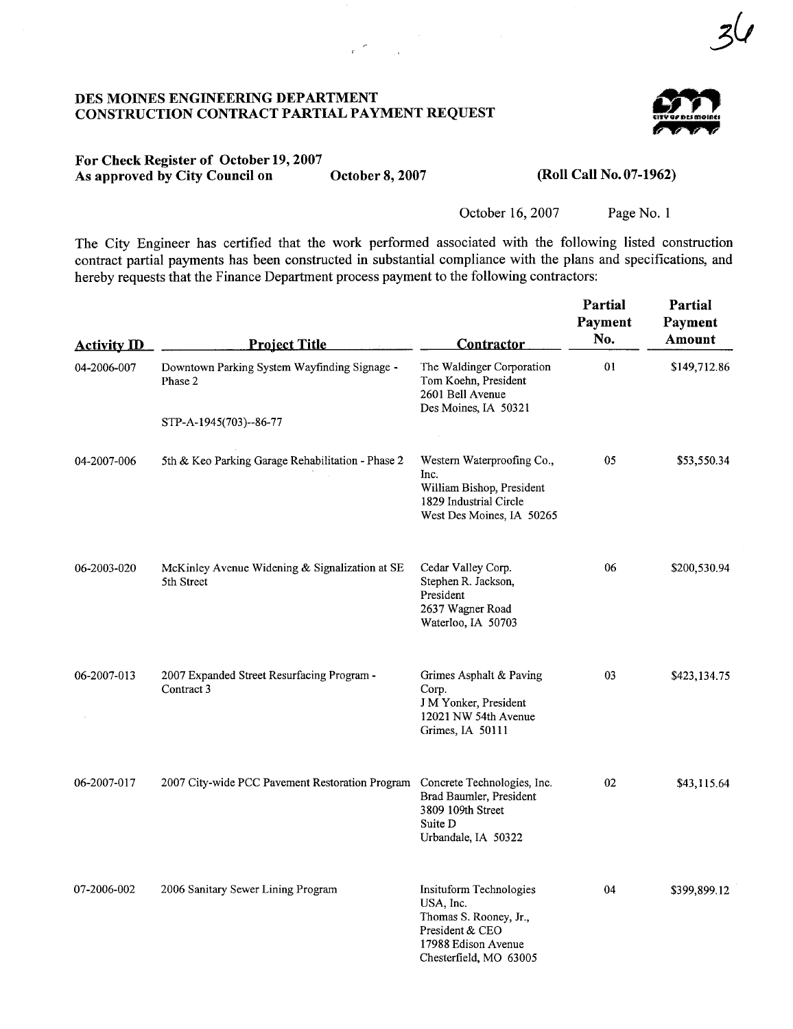# DES MOINES ENGINEERING DEPARTMENT
## CONSTRUCTION CONTRACT PARTIAL PAYMENT REQUEST

**For Check Register of October 19, 2007**
**As approved by City Council on October 8, 2007 (Roll Call No. 07-1962)**

October 16, 2007

The City Engineer has certified that the work performed associated with the following listed construction contract partial payments has been constructed in substantial compliance with the plans and specifications, and hereby requests that the Finance Department process payment to the following contractors:

| Activity ID | Project Title | Contractor | Partial Payment No. | Partial Payment Amount |
|---|---|---|---|---|
| 04-2006-007 | Downtown Parking System Wayfinding Signage - Phase 2<br><br>STP-A-1945(703)--86-77 | The Waldinger Corporation<br>Tom Koehn, President<br>2601 Bell Avenue<br>Des Moines, IA 50321 | 01 | $149,712.86 |
| 04-2007-006 | 5th & Keo Parking Garage Rehabilitation - Phase 2 | Western Waterproofing Co., Inc.<br>William Bishop, President<br>1829 Industrial Circle<br>West Des Moines, IA 50265 | 05 | $53,550.34 |
| 06-2003-020 | McKinley Avenue Widening & Signalization at SE 5th Street | Cedar Valley Corp.<br>Stephen R. Jackson, President<br>2637 Wagner Road<br>Waterloo, IA 50703 | 06 | $200,530.94 |
| 06-2007-013 | 2007 Expanded Street Resurfacing Program - Contract 3 | Grimes Asphalt & Paving Corp.<br>J M Yonker, President<br>12021 NW 54th Avenue<br>Grimes, IA 50111 | 03 | $423,134.75 |
| 06-2007-017 | 2007 City-wide PCC Pavement Restoration Program | Concrete Technologies, Inc.<br>Brad Baumler, President<br>3809 109th Street<br>Suite D<br>Urbandale, IA 50322 | 02 | $43,115.64 |
| 07-2006-002 | 2006 Sanitary Sewer Lining Program | Insituform Technologies USA, Inc.<br>Thomas S. Rooney, Jr., President & CEO<br>17988 Edison Avenue<br>Chesterfield, MO 63005 | 04 | $399,899.12 |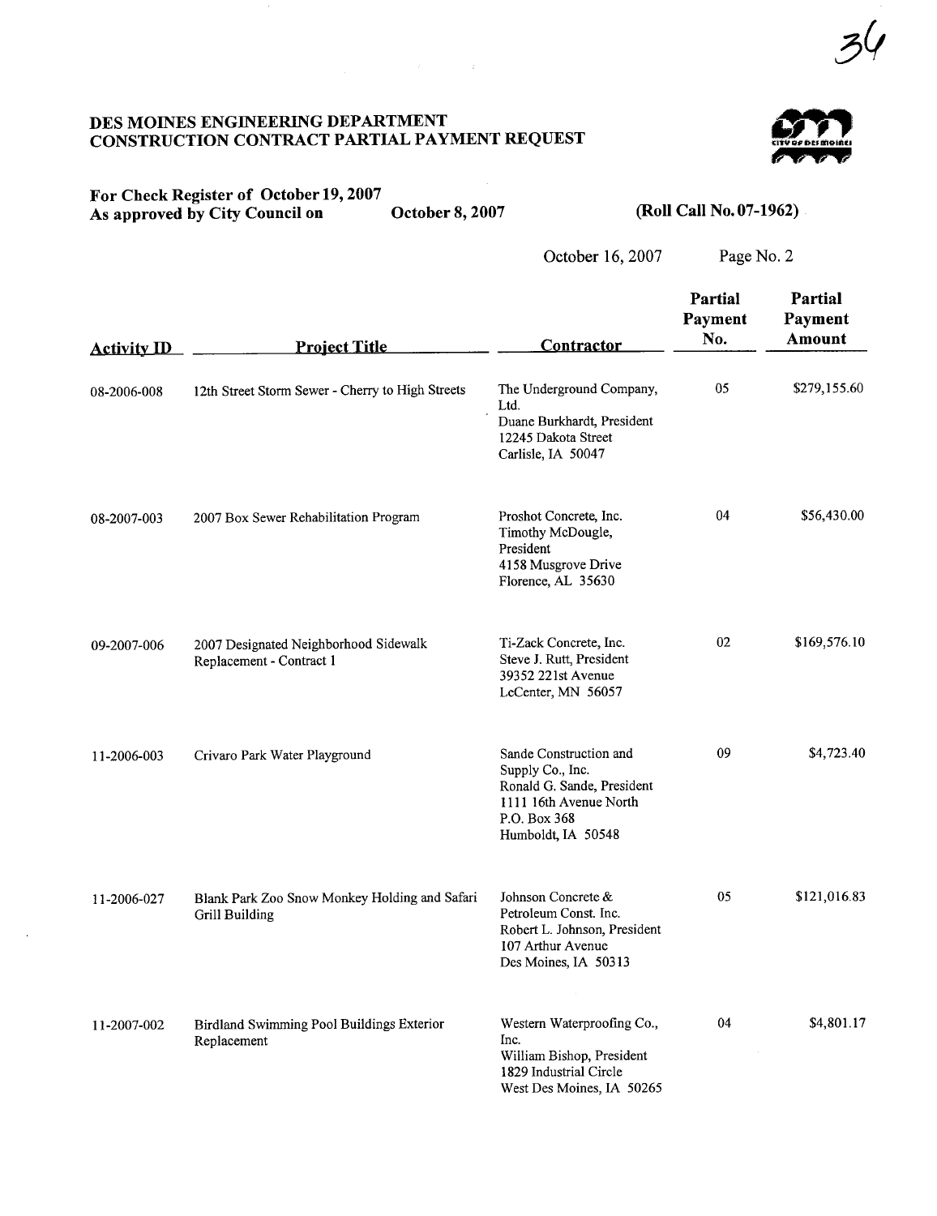## DES MOINES ENGINEERING DEPARTMENT
## CONSTRUCTION CONTRACT PARTIAL PAYMENT REQUEST

**For Check Register of October 19, 2007**
**As approved by City Council on October 8, 2007** **(Roll Call No. 07-1962)**

October 16, 2007

| Activity ID | Project Title | Contractor | Partial Payment No. | Partial Payment Amount |
|---|---|---|---|---|
| 08-2006-008 | 12th Street Storm Sewer - Cherry to High Streets | The Underground Company, Ltd.<br>Duane Burkhardt, President<br>12245 Dakota Street<br>Carlisle, IA 50047 | 05 | $279,155.60 |
| 08-2007-003 | 2007 Box Sewer Rehabilitation Program | Proshot Concrete, Inc.<br>Timothy McDougle, President<br>4158 Musgrove Drive<br>Florence, AL 35630 | 04 | $56,430.00 |
| 09-2007-006 | 2007 Designated Neighborhood Sidewalk Replacement - Contract 1 | Ti-Zack Concrete, Inc.<br>Steve J. Rutt, President<br>39352 221st Avenue<br>LeCenter, MN 56057 | 02 | $169,576.10 |
| 11-2006-003 | Crivaro Park Water Playground | Sande Construction and Supply Co., Inc.<br>Ronald G. Sande, President<br>1111 16th Avenue North<br>P.O. Box 368<br>Humboldt, IA 50548 | 09 | $4,723.40 |
| 11-2006-027 | Blank Park Zoo Snow Monkey Holding and Safari Grill Building | Johnson Concrete & Petroleum Const. Inc.<br>Robert L. Johnson, President<br>107 Arthur Avenue<br>Des Moines, IA 50313 | 05 | $121,016.83 |
| 11-2007-002 | Birdland Swimming Pool Buildings Exterior Replacement | Western Waterproofing Co., Inc.<br>William Bishop, President<br>1829 Industrial Circle<br>West Des Moines, IA 50265 | 04 | $4,801.17 |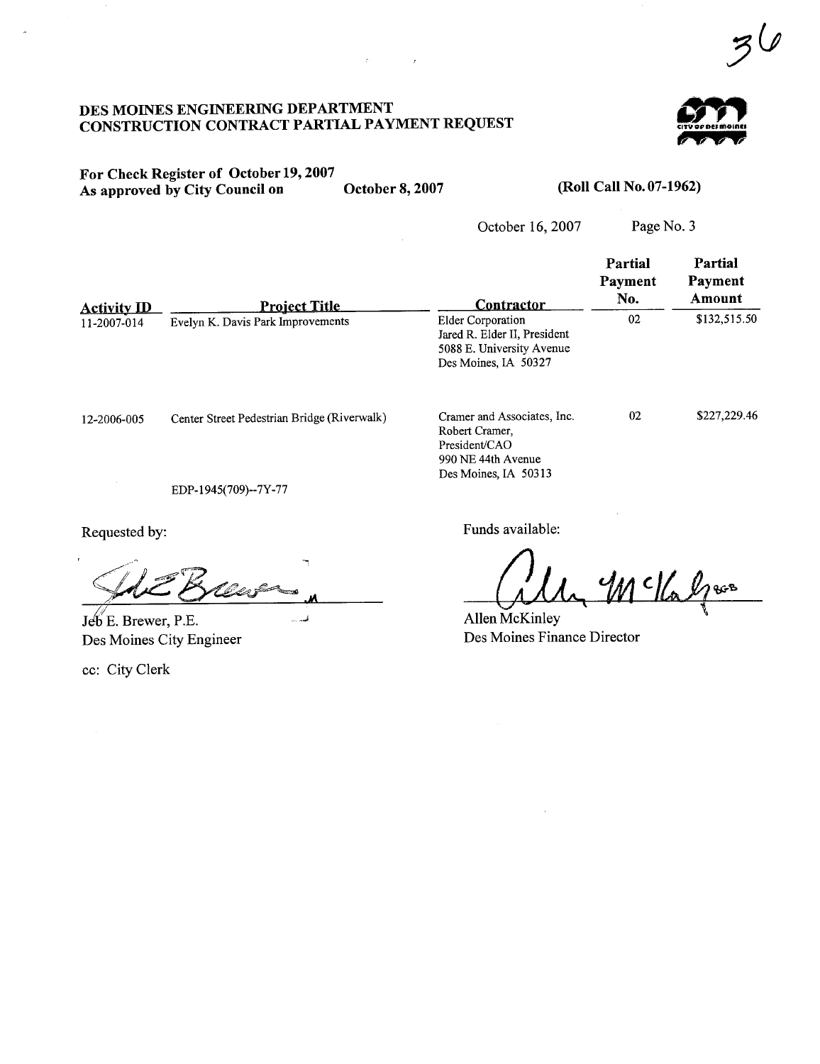36

# DES MOINES ENGINEERING DEPARTMENT
# CONSTRUCTION CONTRACT PARTIAL PAYMENT REQUEST

**For Check Register of October 19, 2007**
**As approved by City Council on October 8, 2007** **(Roll Call No. 07-1962)**

October 16, 2007 Page No. 3

| Activity ID | Project Title | Contractor | Partial Payment No. | Partial Payment Amount |
|---|---|---|---|---|
| 11-2007-014 | Evelyn K. Davis Park Improvements | Elder Corporation<br>Jared R. Elder II, President<br>5088 E. University Avenue<br>Des Moines, IA 50327 | 02 | $132,515.50 |
| 12-2006-005 | Center Street Pedestrian Bridge (Riverwalk)<br><br>EDP-1945(709)--7Y-77 | Cramer and Associates, Inc.<br>Robert Cramer,<br>President/CAO<br>990 NE 44th Avenue<br>Des Moines, IA 50313 | 02 | $227,229.46 |

Requested by:

Jeb E. Brewer, P.E.
Des Moines City Engineer

cc: City Clerk

Funds available:

Allen McKinley
Des Moines Finance Director